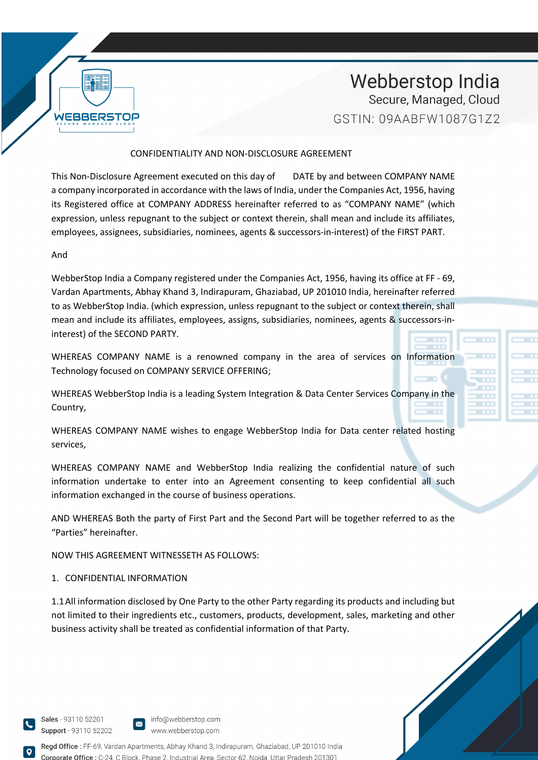# CONFIDENTIALITY AND NON-DISCLOSURE AGREEMENT

This Non-Disclosure Agreement executed on this day of DATE by and between COMPANY NAME a company incorporated in accordance with the laws of India, under the Companies Act, 1956, having its Registered office at COMPANY ADDRESS hereinafter referred to as "COMPANY NAME" (which expression, unless repugnant to the subject or context therein, shall mean and include its affiliates, employees, assignees, subsidiaries, nominees, agents & successors-in-interest) of the FIRST PART.

And

WebberStop India a Company registered under the Companies Act, 1956, having its office at FF - 69, Vardan Apartments, Abhay Khand 3, Indirapuram, Ghaziabad, UP 201010 India, hereinafter referred to as WebberStop India. (which expression, unless repugnant to the subject or context therein, shall mean and include its affiliates, employees, assigns, subsidiaries, nominees, agents & successors-in-interest) of the SECOND PARTY.

WHEREAS COMPANY NAME is a renowned company in the area of services on Information Technology focused on COMPANY SERVICE OFFERING;

WHEREAS WebberStop India is a leading System Integration & Data Center Services Company in the Country,

WHEREAS COMPANY NAME wishes to engage WebberStop India for Data center related hosting services,

WHEREAS COMPANY NAME and WebberStop India realizing the confidential nature of such information undertake to enter into an Agreement consenting to keep confidential all such information exchanged in the course of business operations.

AND WHEREAS Both the party of First Part and the Second Part will be together referred to as the "Parties" hereinafter.

NOW THIS AGREEMENT WITNESSETH AS FOLLOWS:

## 1. CONFIDENTIAL INFORMATION

1.1 All information disclosed by One Party to the other Party regarding its products and including but not limited to their ingredients etc., customers, products, development, sales, marketing and other business activity shall be treated as confidential information of that Party.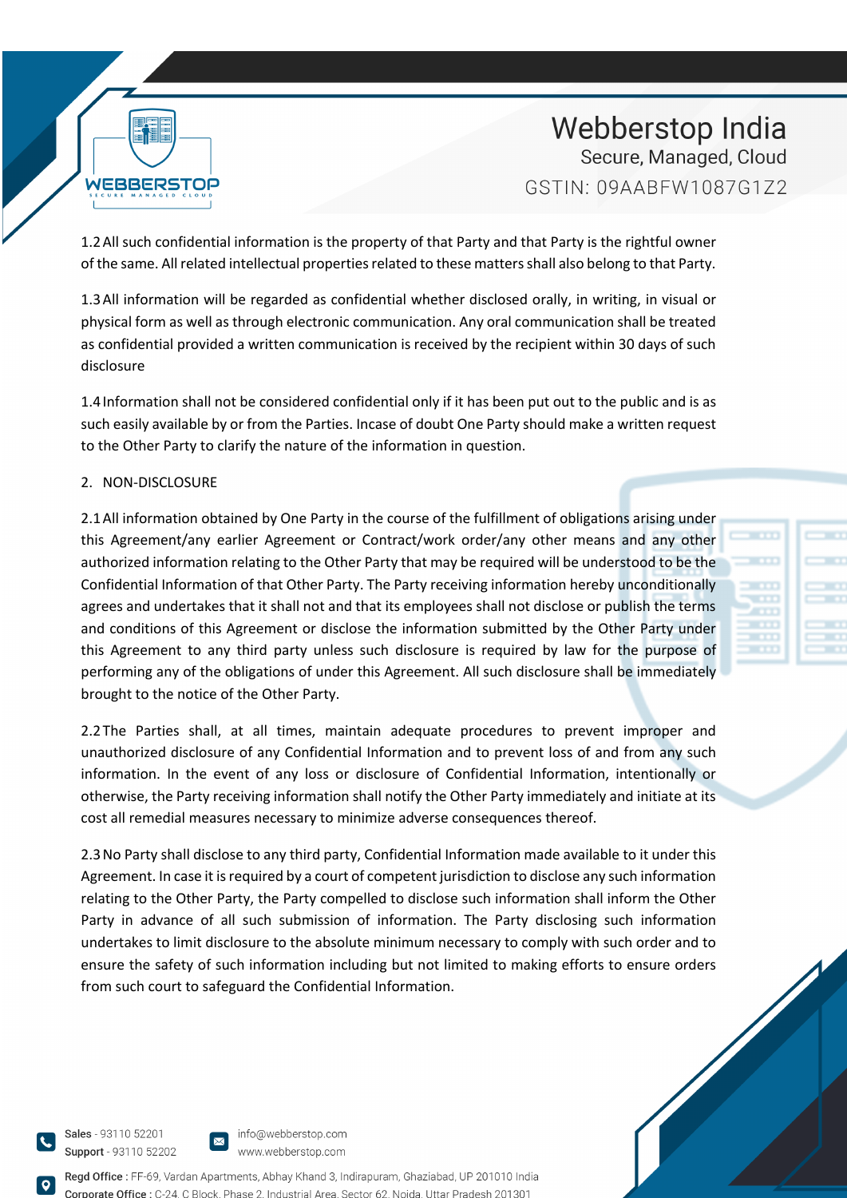1.2 All such confidential information is the property of that Party and that Party is the rightful owner of the same. All related intellectual properties related to these matters shall also belong to that Party.

1.3 All information will be regarded as confidential whether disclosed orally, in writing, in visual or physical form as well as through electronic communication. Any oral communication shall be treated as confidential provided a written communication is received by the recipient within 30 days of such disclosure

1.4 Information shall not be considered confidential only if it has been put out to the public and is as such easily available by or from the Parties. Incase of doubt One Party should make a written request to the Other Party to clarify the nature of the information in question.

2. NON-DISCLOSURE

2.1 All information obtained by One Party in the course of the fulfillment of obligations arising under this Agreement/any earlier Agreement or Contract/work order/any other means and any other authorized information relating to the Other Party that may be required will be understood to be the Confidential Information of that Other Party. The Party receiving information hereby unconditionally agrees and undertakes that it shall not and that its employees shall not disclose or publish the terms and conditions of this Agreement or disclose the information submitted by the Other Party under this Agreement to any third party unless such disclosure is required by law for the purpose of performing any of the obligations of under this Agreement. All such disclosure shall be immediately brought to the notice of the Other Party.

2.2 The Parties shall, at all times, maintain adequate procedures to prevent improper and unauthorized disclosure of any Confidential Information and to prevent loss of and from any such information. In the event of any loss or disclosure of Confidential Information, intentionally or otherwise, the Party receiving information shall notify the Other Party immediately and initiate at its cost all remedial measures necessary to minimize adverse consequences thereof.

2.3 No Party shall disclose to any third party, Confidential Information made available to it under this Agreement. In case it is required by a court of competent jurisdiction to disclose any such information relating to the Other Party, the Party compelled to disclose such information shall inform the Other Party in advance of all such submission of information. The Party disclosing such information undertakes to limit disclosure to the absolute minimum necessary to comply with such order and to ensure the safety of such information including but not limited to making efforts to ensure orders from such court to safeguard the Confidential Information.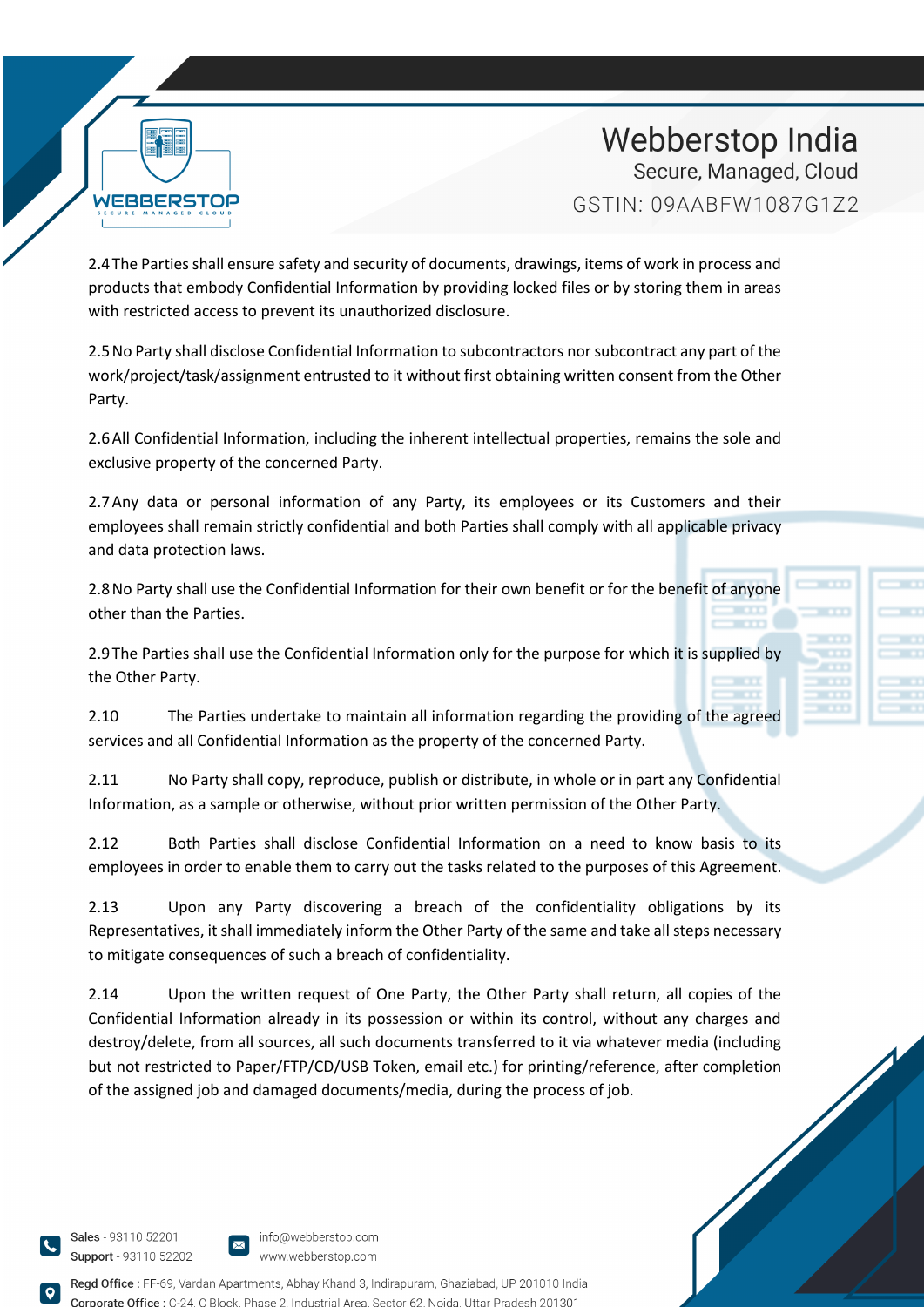2.4 The Parties shall ensure safety and security of documents, drawings, items of work in process and products that embody Confidential Information by providing locked files or by storing them in areas with restricted access to prevent its unauthorized disclosure.

2.5 No Party shall disclose Confidential Information to subcontractors nor subcontract any part of the work/project/task/assignment entrusted to it without first obtaining written consent from the Other Party.

2.6 All Confidential Information, including the inherent intellectual properties, remains the sole and exclusive property of the concerned Party.

2.7 Any data or personal information of any Party, its employees or its Customers and their employees shall remain strictly confidential and both Parties shall comply with all applicable privacy and data protection laws.

2.8 No Party shall use the Confidential Information for their own benefit or for the benefit of anyone other than the Parties.

2.9 The Parties shall use the Confidential Information only for the purpose for which it is supplied by the Other Party.

2.10 The Parties undertake to maintain all information regarding the providing of the agreed services and all Confidential Information as the property of the concerned Party.

2.11 No Party shall copy, reproduce, publish or distribute, in whole or in part any Confidential Information, as a sample or otherwise, without prior written permission of the Other Party.

2.12 Both Parties shall disclose Confidential Information on a need to know basis to its employees in order to enable them to carry out the tasks related to the purposes of this Agreement.

2.13 Upon any Party discovering a breach of the confidentiality obligations by its Representatives, it shall immediately inform the Other Party of the same and take all steps necessary to mitigate consequences of such a breach of confidentiality.

2.14 Upon the written request of One Party, the Other Party shall return, all copies of the Confidential Information already in its possession or within its control, without any charges and destroy/delete, from all sources, all such documents transferred to it via whatever media (including but not restricted to Paper/FTP/CD/USB Token, email etc.) for printing/reference, after completion of the assigned job and damaged documents/media, during the process of job.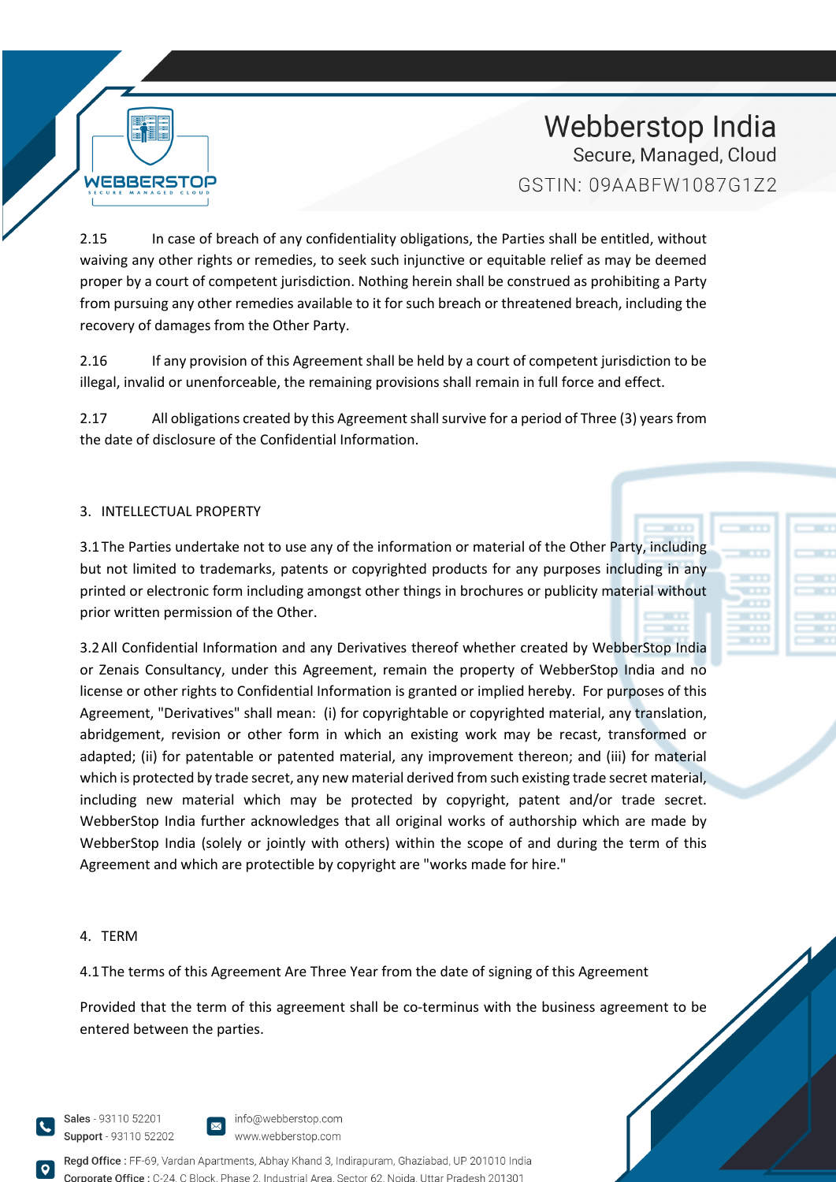2.15 In case of breach of any confidentiality obligations, the Parties shall be entitled, without waiving any other rights or remedies, to seek such injunctive or equitable relief as may be deemed proper by a court of competent jurisdiction. Nothing herein shall be construed as prohibiting a Party from pursuing any other remedies available to it for such breach or threatened breach, including the recovery of damages from the Other Party.

2.16 If any provision of this Agreement shall be held by a court of competent jurisdiction to be illegal, invalid or unenforceable, the remaining provisions shall remain in full force and effect.

2.17 All obligations created by this Agreement shall survive for a period of Three (3) years from the date of disclosure of the Confidential Information.

3. INTELLECTUAL PROPERTY

3.1 The Parties undertake not to use any of the information or material of the Other Party, including but not limited to trademarks, patents or copyrighted products for any purposes including in any printed or electronic form including amongst other things in brochures or publicity material without prior written permission of the Other.

3.2 All Confidential Information and any Derivatives thereof whether created by WebberStop India or Zenais Consultancy, under this Agreement, remain the property of WebberStop India and no license or other rights to Confidential Information is granted or implied hereby. For purposes of this Agreement, "Derivatives" shall mean: (i) for copyrightable or copyrighted material, any translation, abridgement, revision or other form in which an existing work may be recast, transformed or adapted; (ii) for patentable or patented material, any improvement thereon; and (iii) for material which is protected by trade secret, any new material derived from such existing trade secret material, including new material which may be protected by copyright, patent and/or trade secret. WebberStop India further acknowledges that all original works of authorship which are made by WebberStop India (solely or jointly with others) within the scope of and during the term of this Agreement and which are protectible by copyright are "works made for hire."

4. TERM

4.1 The terms of this Agreement Are Three Year from the date of signing of this Agreement

Provided that the term of this agreement shall be co-terminus with the business agreement to be entered between the parties.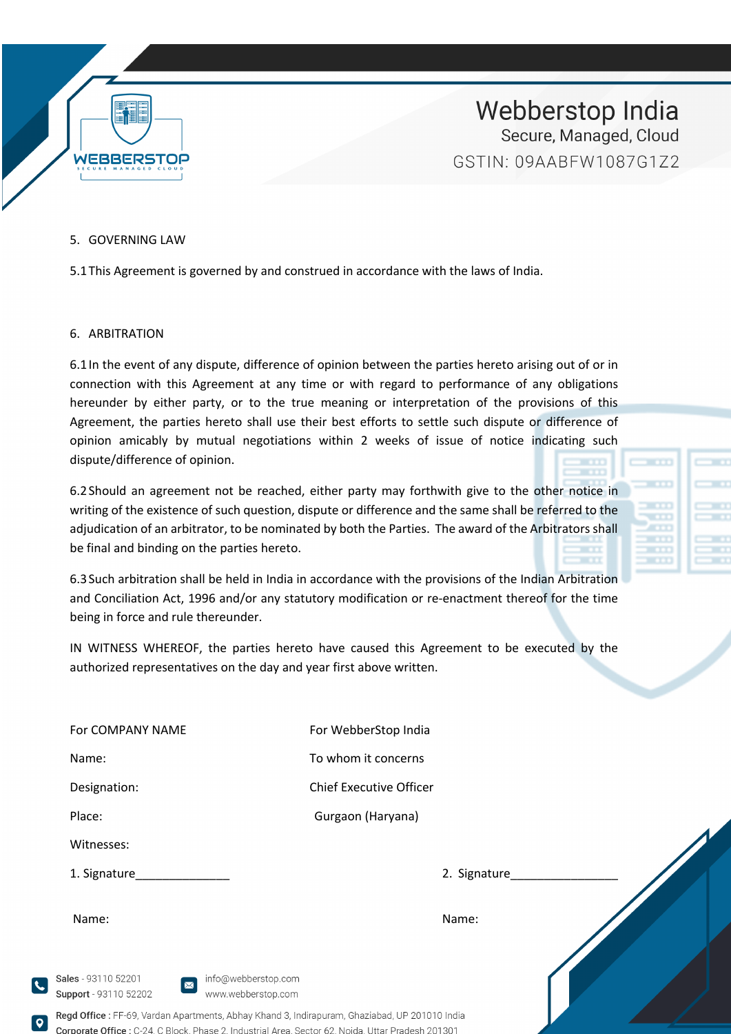5. GOVERNING LAW

5.1 This Agreement is governed by and construed in accordance with the laws of India.

6. ARBITRATION

6.1 In the event of any dispute, difference of opinion between the parties hereto arising out of or in connection with this Agreement at any time or with regard to performance of any obligations hereunder by either party, or to the true meaning or interpretation of the provisions of this Agreement, the parties hereto shall use their best efforts to settle such dispute or difference of opinion amicably by mutual negotiations within 2 weeks of issue of notice indicating such dispute/difference of opinion.

6.2 Should an agreement not be reached, either party may forthwith give to the other notice in writing of the existence of such question, dispute or difference and the same shall be referred to the adjudication of an arbitrator, to be nominated by both the Parties. The award of the Arbitrators shall be final and binding on the parties hereto.

6.3 Such arbitration shall be held in India in accordance with the provisions of the Indian Arbitration and Conciliation Act, 1996 and/or any statutory modification or re-enactment thereof for the time being in force and rule thereunder.

IN WITNESS WHEREOF, the parties hereto have caused this Agreement to be executed by the authorized representatives on the day and year first above written.

| | |
|---|---|
| For COMPANY NAME | For WebberStop India |
| Name: | To whom it concerns |
| Designation: | Chief Executive Officer |
| Place: | Gurgaon (Haryana) |

Witnesses:

| | |
|---|---|
| 1. Signature_______________ | 2. Signature________________ |
| Name: | Name: |